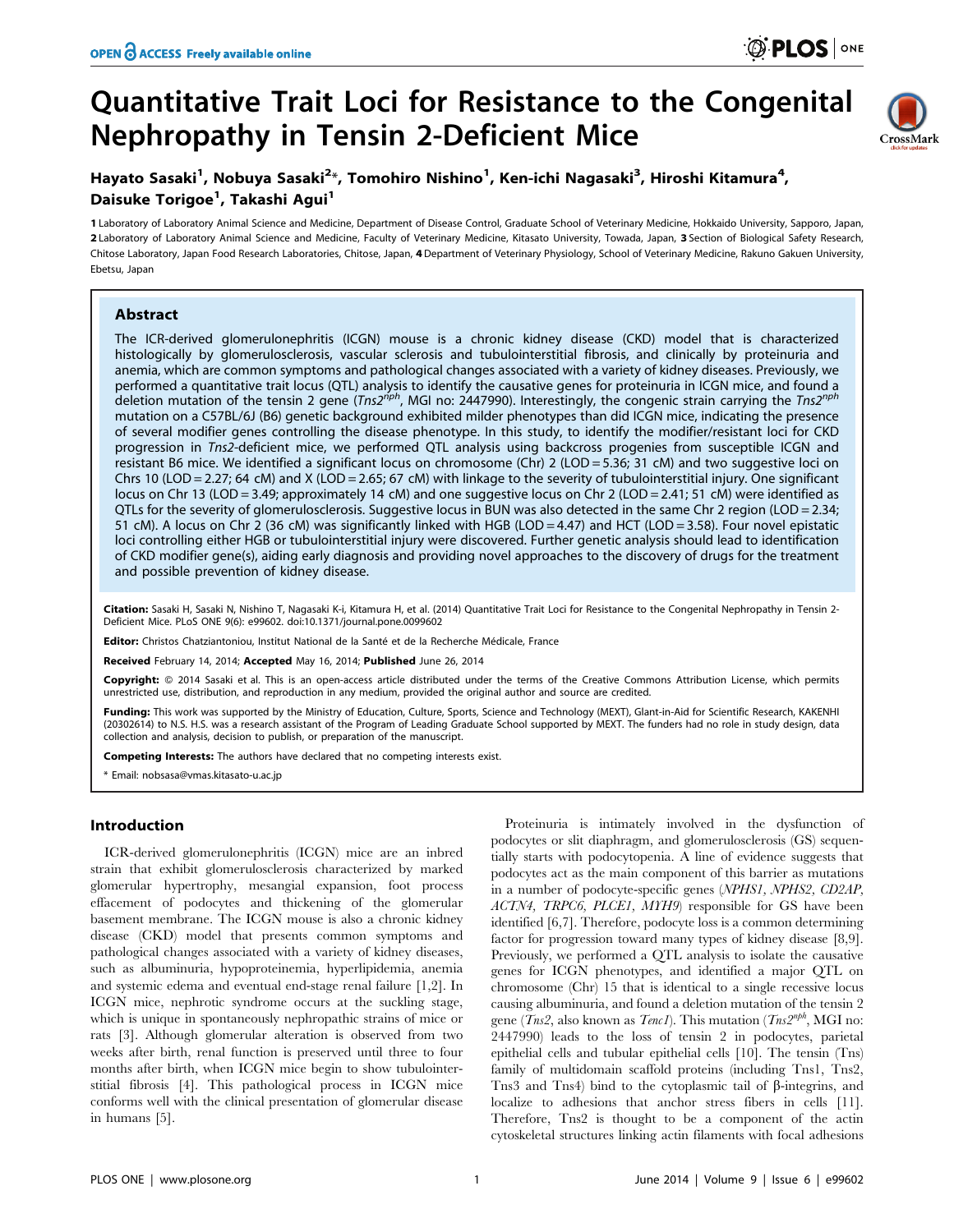# Quantitative Trait Loci for Resistance to the Congenital Nephropathy in Tensin 2-Deficient Mice

**Hayato Sasaki[1], Nobuya Sasaki[2]*, Tomohiro Nishino[1], Ken-ichi Nagasaki[3], Hiroshi Kitamura[4], Daisuke Torigoe[1], Takashi Agui[1]**

1 Laboratory of Laboratory Animal Science and Medicine, Department of Disease Control, Graduate School of Veterinary Medicine, Hokkaido University, Sapporo, Japan, 2 Laboratory of Laboratory Animal Science and Medicine, Faculty of Veterinary Medicine, Kitasato University, Towada, Japan, 3 Section of Biological Safety Research, Chitose Laboratory, Japan Food Research Laboratories, Chitose, Japan, 4 Department of Veterinary Physiology, School of Veterinary Medicine, Rakuno Gakuen University, Ebetsu, Japan

## Abstract

The ICR-derived glomerulonephritis (ICGN) mouse is a chronic kidney disease (CKD) model that is characterized histologically by glomerulosclerosis, vascular sclerosis and tubulointerstitial fibrosis, and clinically by proteinuria and anemia, which are common symptoms and pathological changes associated with a variety of kidney diseases. Previously, we performed a quantitative trait locus (QTL) analysis to identify the causative genes for proteinuria in ICGN mice, and found a deletion mutation of the tensin 2 gene (*Tns2*$^{nph}$, MGI no: 2447990). Interestingly, the congenic strain carrying the *Tns2*$^{nph}$ mutation on a C57BL/6J (B6) genetic background exhibited milder phenotypes than did ICGN mice, indicating the presence of several modifier genes controlling the disease phenotype. In this study, to identify the modifier/resistant loci for CKD progression in *Tns2*-deficient mice, we performed QTL analysis using backcross progenies from susceptible ICGN and resistant B6 mice. We identified a significant locus on chromosome (Chr) 2 (LOD = 5.36; 31 cM) and two suggestive loci on Chrs 10 (LOD = 2.27; 64 cM) and X (LOD = 2.65; 67 cM) with linkage to the severity of tubulointerstitial injury. One significant locus on Chr 13 (LOD = 3.49; approximately 14 cM) and one suggestive locus on Chr 2 (LOD = 2.41; 51 cM) were identified as QTLs for the severity of glomerulosclerosis. Suggestive locus in BUN was also detected in the same Chr 2 region (LOD = 2.34; 51 cM). A locus on Chr 2 (36 cM) was significantly linked with HGB (LOD = 4.47) and HCT (LOD = 3.58). Four novel epistatic loci controlling either HGB or tubulointerstitial injury were discovered. Further genetic analysis should lead to identification of CKD modifier gene(s), aiding early diagnosis and providing novel approaches to the discovery of drugs for the treatment and possible prevention of kidney disease.

**Citation:** Sasaki H, Sasaki N, Nishino T, Nagasaki K-i, Kitamura H, et al. (2014) Quantitative Trait Loci for Resistance to the Congenital Nephropathy in Tensin 2-Deficient Mice. PLoS ONE 9(6): e99602. doi:10.1371/journal.pone.0099602

**Editor:** Christos Chatziantoniou, Institut National de la Santé et de la Recherche Médicale, France

**Received** February 14, 2014; **Accepted** May 16, 2014; **Published** June 26, 2014

**Copyright:** © 2014 Sasaki et al. This is an open-access article distributed under the terms of the Creative Commons Attribution License, which permits unrestricted use, distribution, and reproduction in any medium, provided the original author and source are credited.

**Funding:** This work was supported by the Ministry of Education, Culture, Sports, Science and Technology (MEXT), Glant-in-Aid for Scientific Research, KAKENHI (20302614) to N.S. H.S. was a research assistant of the Program of Leading Graduate School supported by MEXT. The funders had no role in study design, data collection and analysis, decision to publish, or preparation of the manuscript.

**Competing Interests:** The authors have declared that no competing interests exist.

\* Email: nobsasa@vmas.kitasato-u.ac.jp

## Introduction

ICR-derived glomerulonephritis (ICGN) mice are an inbred strain that exhibit glomerulosclerosis characterized by marked glomerular hypertrophy, mesangial expansion, foot process effacement of podocytes and thickening of the glomerular basement membrane. The ICGN mouse is also a chronic kidney disease (CKD) model that presents common symptoms and pathological changes associated with a variety of kidney diseases, such as albuminuria, hypoproteinemia, hyperlipidemia, anemia and systemic edema and eventual end-stage renal failure [1,2]. In ICGN mice, nephrotic syndrome occurs at the suckling stage, which is unique in spontaneously nephropathic strains of mice or rats [3]. Although glomerular alteration is observed from two weeks after birth, renal function is preserved until three to four months after birth, when ICGN mice begin to show tubulointerstitial fibrosis [4]. This pathological process in ICGN mice conforms well with the clinical presentation of glomerular disease in humans [5].

Proteinuria is intimately involved in the dysfunction of podocytes or slit diaphragm, and glomerulosclerosis (GS) sequentially starts with podocytopenia. A line of evidence suggests that podocytes act as the main component of this barrier as mutations in a number of podocyte-specific genes (*NPHS1, NPHS2, CD2AP, ACTN4, TRPC6, PLCE1, MYH9*) responsible for GS have been identified [6,7]. Therefore, podocyte loss is a common determining factor for progression toward many types of kidney disease [8,9]. Previously, we performed a QTL analysis to isolate the causative genes for ICGN phenotypes, and identified a major QTL on chromosome (Chr) 15 that is identical to a single recessive locus causing albuminuria, and found a deletion mutation of the tensin 2 gene (*Tns2*, also known as *Tenc1*). This mutation (*Tns2*$^{nph}$, MGI no: 2447990) leads to the loss of tensin 2 in podocytes, parietal epithelial cells and tubular epithelial cells [10]. The tensin (Tns) family of multidomain scaffold proteins (including Tns1, Tns2, Tns3 and Tns4) bind to the cytoplasmic tail of β-integrins, and localize to adhesions that anchor stress fibers in cells [11]. Therefore, Tns2 is thought to be a component of the actin cytoskeletal structures linking actin filaments with focal adhesions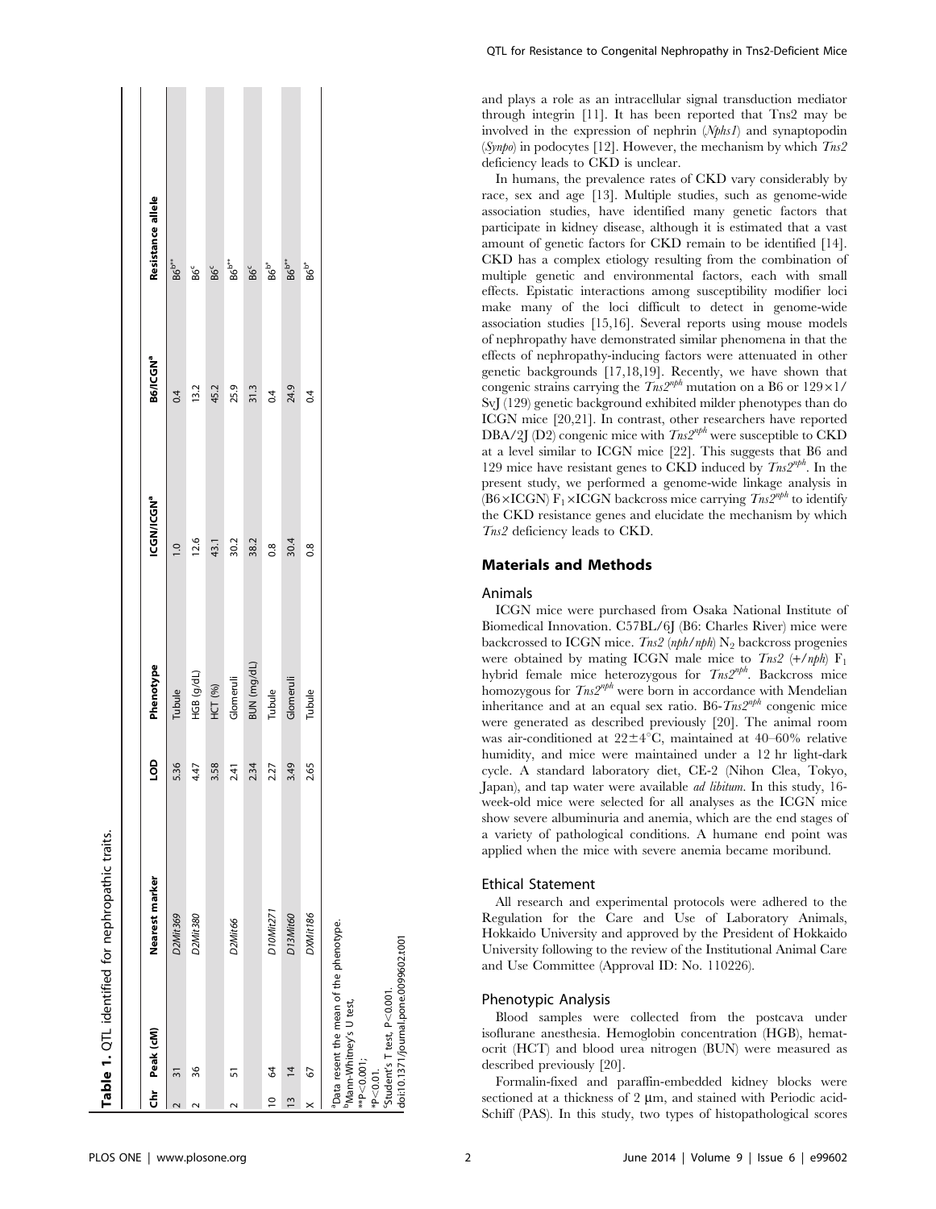**Table 1.** QTL identified for nephropathic traits.

| Chr | Peak (cM) | Nearest marker | LOD | Phenotype | ICGN/ICGN[a] | B6/ICGN[a] | Resistance allele |
|---|---|---|---|---|---|---|---|
| 2 | 31 | *D2Mit369* | 5.36 | Tubule | 1.0 | 0.4 | B6[b**] |
| 2 | 36 | *D2Mit380* | 4.47 | HGB (g/dL) | 12.6 | 13.2 | B6[c] |
| | | | 3.58 | HCT (%) | 43.1 | 45.2 | B6[c] |
| 2 | 51 | *D2Mit66* | 2.41 | Glomeruli | 30.2 | 25.9 | B6[b**] |
| | | | 2.34 | BUN (mg/dL) | 38.2 | 31.3 | B6[c] |
| 10 | 64 | *D10Mit271* | 2.27 | Tubule | 0.8 | 0.4 | B6[b*] |
| 13 | 14 | *D13Mit60* | 3.49 | Glomeruli | 30.4 | 24.9 | B6[b**] |
| X | 67 | *DXMit186* | 2.65 | Tubule | 0.8 | 0.4 | B6[b*] |

[a]Data resent the mean of the phenotype.
[b]Mann-Whitney's U test,
**P<0.001;
*P<0.01.
[c]Student's T test, P<0.001.
doi:10.1371/journal.pone.0099602.t001

and plays a role as an intracellular signal transduction mediator through integrin [11]. It has been reported that Tns2 may be involved in the expression of nephrin (*Nphs1*) and synaptopodin (*Synpo*) in podocytes [12]. However, the mechanism by which *Tns2* deficiency leads to CKD is unclear.

In humans, the prevalence rates of CKD vary considerably by race, sex and age [13]. Multiple studies, such as genome-wide association studies, have identified many genetic factors that participate in kidney disease, although it is estimated that a vast amount of genetic factors for CKD remain to be identified [14]. CKD has a complex etiology resulting from the combination of multiple genetic and environmental factors, each with small effects. Epistatic interactions among susceptibility modifier loci make many of the loci difficult to detect in genome-wide association studies [15,16]. Several reports using mouse models of nephropathy have demonstrated similar phenomena in that the effects of nephropathy-inducing factors were attenuated in other genetic backgrounds [17,18,19]. Recently, we have shown that congenic strains carrying the $Tns2^{nph}$ mutation on a B6 or 129×1/SvJ (129) genetic background exhibited milder phenotypes than do ICGN mice [20,21]. In contrast, other researchers have reported DBA/2J (D2) congenic mice with $Tns2^{nph}$ were susceptible to CKD at a level similar to ICGN mice [22]. This suggests that B6 and 129 mice have resistant genes to CKD induced by $Tns2^{nph}$. In the present study, we performed a genome-wide linkage analysis in (B6×ICGN) $F_1$×ICGN backcross mice carrying $Tns2^{nph}$ to identify the CKD resistance genes and elucidate the mechanism by which *Tns2* deficiency leads to CKD.

## Materials and Methods

### Animals

ICGN mice were purchased from Osaka National Institute of Biomedical Innovation. C57BL/6J (B6: Charles River) mice were backcrossed to ICGN mice. *Tns2* (*nph/nph*) $N_2$ backcross progenies were obtained by mating ICGN male mice to *Tns2* (*+/nph*) $F_1$ hybrid female mice heterozygous for $Tns2^{nph}$. Backcross mice homozygous for $Tns2^{nph}$ were born in accordance with Mendelian inheritance and at an equal sex ratio. B6-$Tns2^{nph}$ congenic mice were generated as described previously [20]. The animal room was air-conditioned at 22±4°C, maintained at 40–60% relative humidity, and mice were maintained under a 12 hr light-dark cycle. A standard laboratory diet, CE-2 (Nihon Clea, Tokyo, Japan), and tap water were available *ad libitum*. In this study, 16-week-old mice were selected for all analyses as the ICGN mice show severe albuminuria and anemia, which are the end stages of a variety of pathological conditions. A humane end point was applied when the mice with severe anemia became moribund.

### Ethical Statement

All research and experimental protocols were adhered to the Regulation for the Care and Use of Laboratory Animals, Hokkaido University and approved by the President of Hokkaido University following to the review of the Institutional Animal Care and Use Committee (Approval ID: No. 110226).

### Phenotypic Analysis

Blood samples were collected from the postcava under isoflurane anesthesia. Hemoglobin concentration (HGB), hematocrit (HCT) and blood urea nitrogen (BUN) were measured as described previously [20].

Formalin-fixed and paraffin-embedded kidney blocks were sectioned at a thickness of 2 µm, and stained with Periodic acid-Schiff (PAS). In this study, two types of histopathological scores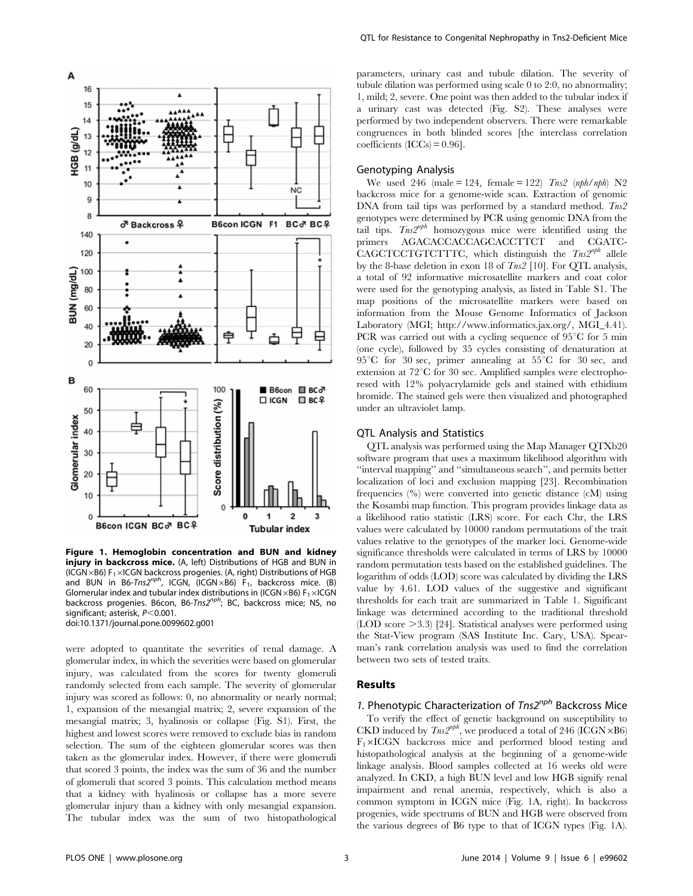**Figure 1. Hemoglobin concentration and BUN and kidney injury in backcross mice.** (A, left) Distributions of HGB and BUN in (ICGN×B6) $F_1$×ICGN backcross progenies. (A, right) Distributions of HGB and BUN in B6-*Tns2*$^{nph}$, ICGN, (ICGN×B6) $F_1$, backcross mice. (B) Glomerular index and tubular index distributions in (ICGN×B6) $F_1$×ICGN backcross progenies. B6con, B6-*Tns2*$^{nph}$; BC, backcross mice; NS, no significant; asterisk, $P<0.001$.
doi:10.1371/journal.pone.0099602.g001

were adopted to quantitate the severities of renal damage. A glomerular index, in which the severities were based on glomerular injury, was calculated from the scores for twenty glomeruli randomly selected from each sample. The severity of glomerular injury was scored as follows: 0, no abnormality or nearly normal; 1, expansion of the mesangial matrix; 2, severe expansion of the mesangial matrix; 3, hyalinosis or collapse (Fig. S1). First, the highest and lowest scores were removed to exclude bias in random selection. The sum of the eighteen glomerular scores was then taken as the glomerular index. However, if there were glomeruli that scored 3 points, the index was the sum of 36 and the number of glomeruli that scored 3 points. This calculation method means that a kidney with hyalinosis or collapse has a more severe glomerular injury than a kidney with only mesangial expansion. The tubular index was the sum of two histopathological parameters, urinary cast and tubule dilation. The severity of tubule dilation was performed using scale 0 to 2:0, no abnormality; 1, mild; 2, severe. One point was then added to the tubular index if a urinary cast was detected (Fig. S2). These analyses were performed by two independent observers. There were remarkable congruences in both blinded scores [the interclass correlation coefficients (ICCs) = 0.96].

## Genotyping Analysis

We used 246 (male = 124, female = 122) *Tns2* (*nph/nph*) N2 backcross mice for a genome-wide scan. Extraction of genomic DNA from tail tips was performed by a standard method. *Tns2* genotypes were determined by PCR using genomic DNA from the tail tips. *Tns2*$^{nph}$ homozygous mice were identified using the primers AGACACCACCAGCACCTTCT and CGATC-CAGCTCCTGTCTTTC, which distinguish the *Tns2*$^{nph}$ allele by the 8-base deletion in exon 18 of *Tns2* [10]. For QTL analysis, a total of 92 informative microsatellite markers and coat color were used for the genotyping analysis, as listed in Table S1. The map positions of the microsatellite markers were based on information from the Mouse Genome Informatics of Jackson Laboratory (MGI; http://www.informatics.jax.org/, MGI_4.41). PCR was carried out with a cycling sequence of 95°C for 5 min (one cycle), followed by 35 cycles consisting of denaturation at 95°C for 30 sec, primer annealing at 55°C for 30 sec, and extension at 72°C for 30 sec. Amplified samples were electrophoresed with 12% polyacrylamide gels and stained with ethidium bromide. The stained gels were then visualized and photographed under an ultraviolet lamp.

## QTL Analysis and Statistics

QTL analysis was performed using the Map Manager QTXb20 software program that uses a maximum likelihood algorithm with "interval mapping" and "simultaneous search", and permits better localization of loci and exclusion mapping [23]. Recombination frequencies (%) were converted into genetic distance (cM) using the Kosambi map function. This program provides linkage data as a likelihood ratio statistic (LRS) score. For each Chr, the LRS values were calculated by 10000 random permutations of the trait values relative to the genotypes of the marker loci. Genome-wide significance thresholds were calculated in terms of LRS by 10000 random permutation tests based on the established guidelines. The logarithm of odds (LOD) score was calculated by dividing the LRS value by 4.61. LOD values of the suggestive and significant thresholds for each trait are summarized in Table 1. Significant linkage was determined according to the traditional threshold (LOD score >3.3) [24]. Statistical analyses were performed using the Stat-View program (SAS Institute Inc. Cary, USA). Spearman's rank correlation analysis was used to find the correlation between two sets of tested traits.

## Results

### 1. Phenotypic Characterization of *Tns2*$^{nph}$ Backcross Mice

To verify the effect of genetic background on susceptibility to CKD induced by *Tns2*$^{nph}$, we produced a total of 246 (ICGN×B6) $F_1$×ICGN backcross mice and performed blood testing and histopathological analysis at the beginning of a genome-wide linkage analysis. Blood samples collected at 16 weeks old were analyzed. In CKD, a high BUN level and low HGB signify renal impairment and renal anemia, respectively, which is also a common symptom in ICGN mice (Fig. 1A, right). In backcross progenies, wide spectrums of BUN and HGB were observed from the various degrees of B6 type to that of ICGN types (Fig. 1A).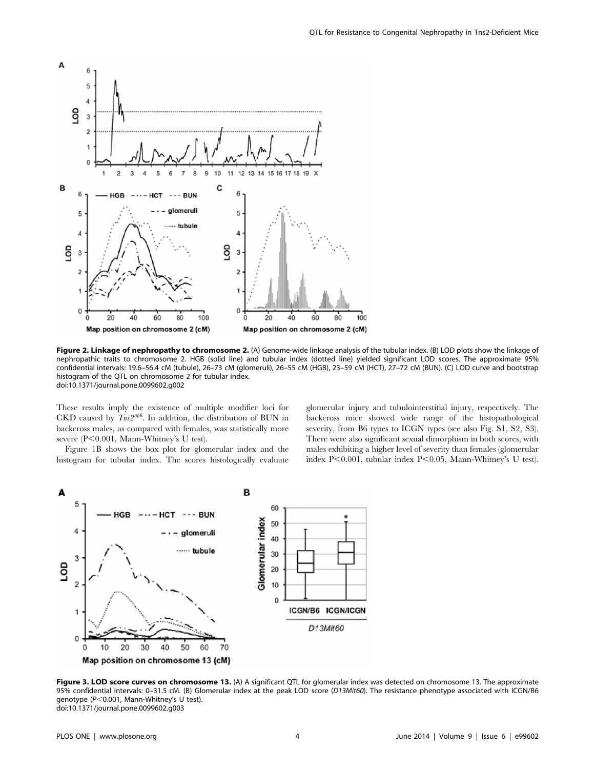**Figure 2. Linkage of nephropathy to chromosome 2.** (A) Genome-wide linkage analysis of the tubular index. (B) LOD plots show the linkage of nephropathic traits to chromosome 2. HGB (solid line) and tubular index (dotted line) yielded significant LOD scores. The approximate 95% confidential intervals: 19.6–56.4 cM (tubule), 26–73 cM (glomeruli), 26–55 cM (HGB), 23–59 cM (HCT), 27–72 cM (BUN). (C) LOD curve and bootstrap histogram of the QTL on chromosome 2 for tubular index.
doi:10.1371/journal.pone.0099602.g002

These results imply the existence of multiple modifier loci for CKD caused by *Tns2^nph^*. In addition, the distribution of BUN in backcross males, as compared with females, was statistically more severe ($P<0.001$, Mann-Whitney's U test).

Figure 1B shows the box plot for glomerular index and the histogram for tubular index. The scores histologically evaluate glomerular injury and tubulointerstitial injury, respectively. The backcross mice showed wide range of the histopathological severity, from B6 types to ICGN types (see also Fig. S1, S2, S3). There were also significant sexual dimorphism in both scores, with males exhibiting a higher level of severity than females (glomerular index $P<0.001$, tubular index $P<0.05$, Mann-Whitney's U test).

**Figure 3. LOD score curves on chromosome 13.** (A) A significant QTL for glomerular index was detected on chromosome 13. The approximate 95% confidential intervals: 0–31.5 cM. (B) Glomerular index at the peak LOD score (*D13Mit60*). The resistance phenotype associated with ICGN/B6 genotype ($P<0.001$, Mann-Whitney's U test).
doi:10.1371/journal.pone.0099602.g003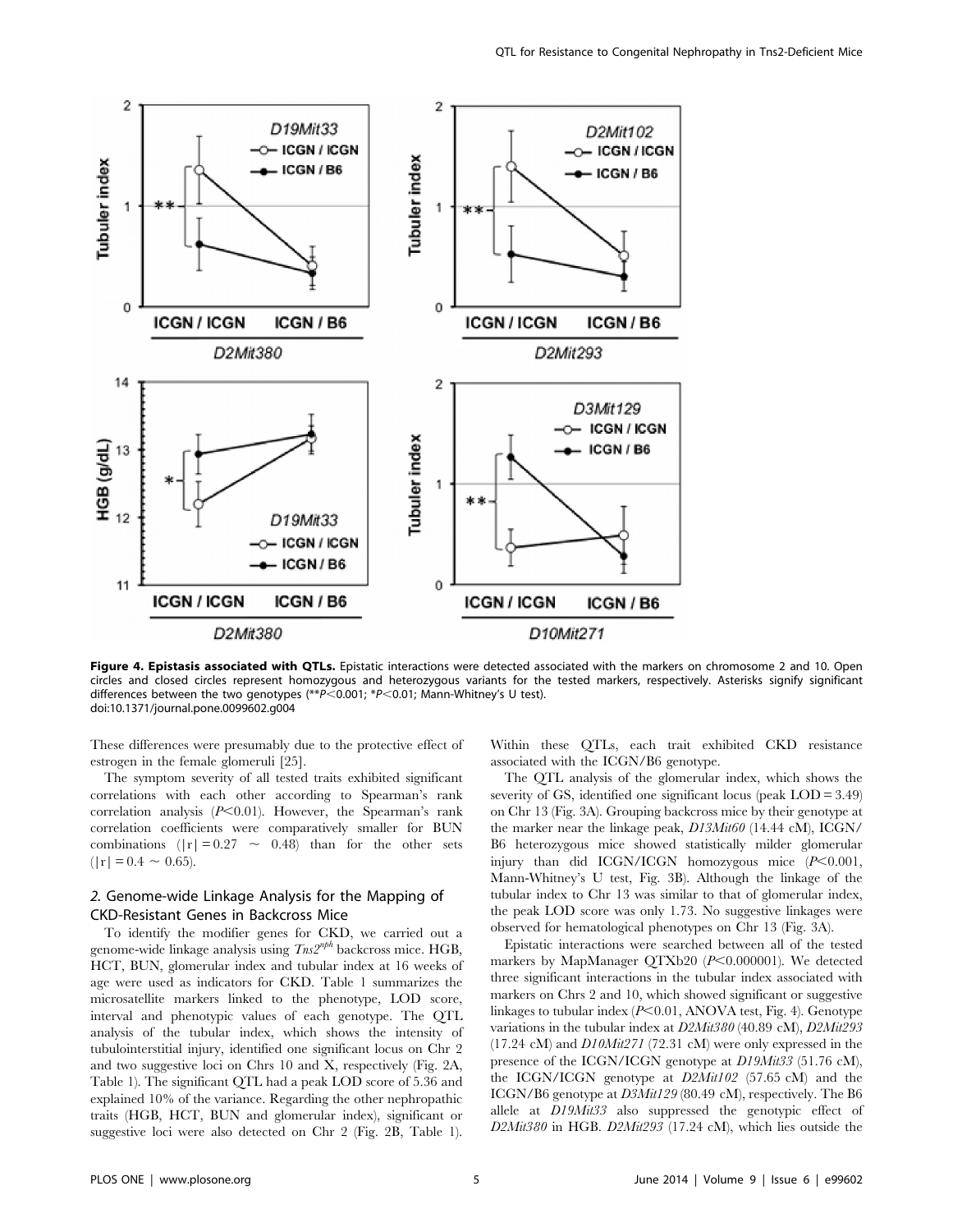**Figure 4. Epistasis associated with QTLs.** Epistatic interactions were detected associated with the markers on chromosome 2 and 10. Open circles and closed circles represent homozygous and heterozygous variants for the tested markers, respectively. Asterisks signify significant differences between the two genotypes (**$P<0.001$; *$P<0.01$; Mann-Whitney's U test).
doi:10.1371/journal.pone.0099602.g004

These differences were presumably due to the protective effect of estrogen in the female glomeruli [25].

The symptom severity of all tested traits exhibited significant correlations with each other according to Spearman's rank correlation analysis ($P<0.01$). However, the Spearman's rank correlation coefficients were comparatively smaller for BUN combinations ($|r| = 0.27 \sim 0.48$) than for the other sets ($|r| = 0.4 \sim 0.65$).

## 2. Genome-wide Linkage Analysis for the Mapping of CKD-Resistant Genes in Backcross Mice

To identify the modifier genes for CKD, we carried out a genome-wide linkage analysis using *Tns2*$^{nph}$ backcross mice. HGB, HCT, BUN, glomerular index and tubular index at 16 weeks of age were used as indicators for CKD. Table 1 summarizes the microsatellite markers linked to the phenotype, LOD score, interval and phenotypic values of each genotype. The QTL analysis of the tubular index, which shows the intensity of tubulointerstitial injury, identified one significant locus on Chr 2 and two suggestive loci on Chrs 10 and X, respectively (Fig. 2A, Table 1). The significant QTL had a peak LOD score of 5.36 and explained 10% of the variance. Regarding the other nephropathic traits (HGB, HCT, BUN and glomerular index), significant or suggestive loci were also detected on Chr 2 (Fig. 2B, Table 1). Within these QTLs, each trait exhibited CKD resistance associated with the ICGN/B6 genotype.

The QTL analysis of the glomerular index, which shows the severity of GS, identified one significant locus (peak LOD = 3.49) on Chr 13 (Fig. 3A). Grouping backcross mice by their genotype at the marker near the linkage peak, *D13Mit60* (14.44 cM), ICGN/B6 heterozygous mice showed statistically milder glomerular injury than did ICGN/ICGN homozygous mice ($P<0.001$, Mann-Whitney's U test, Fig. 3B). Although the linkage of the tubular index to Chr 13 was similar to that of glomerular index, the peak LOD score was only 1.73. No suggestive linkages were observed for hematological phenotypes on Chr 13 (Fig. 3A).

Epistatic interactions were searched between all of the tested markers by MapManager QTXb20 ($P<0.000001$). We detected three significant interactions in the tubular index associated with markers on Chrs 2 and 10, which showed significant or suggestive linkages to tubular index ($P<0.01$, ANOVA test, Fig. 4). Genotype variations in the tubular index at *D2Mit380* (40.89 cM), *D2Mit293* (17.24 cM) and *D10Mit271* (72.31 cM) were only expressed in the presence of the ICGN/ICGN genotype at *D19Mit33* (51.76 cM), the ICGN/ICGN genotype at *D2Mit102* (57.65 cM) and the ICGN/B6 genotype at *D3Mit129* (80.49 cM), respectively. The B6 allele at *D19Mit33* also suppressed the genotypic effect of *D2Mit380* in HGB. *D2Mit293* (17.24 cM), which lies outside the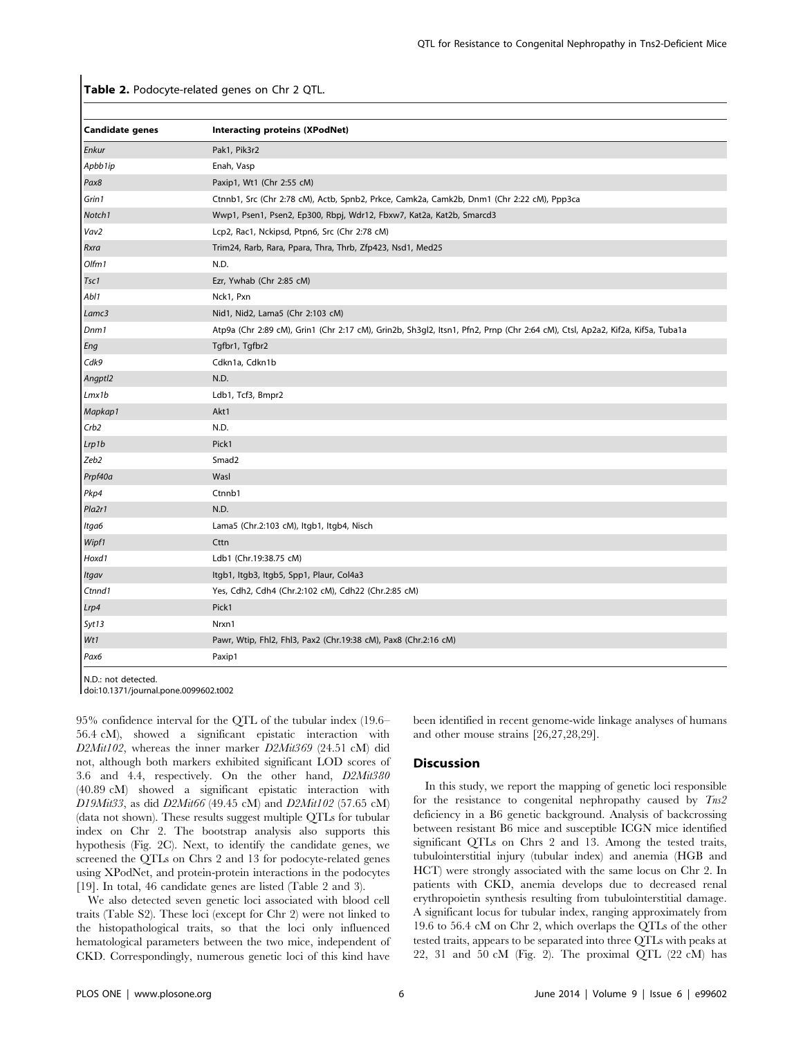**Table 2.** Podocyte-related genes on Chr 2 QTL.

| Candidate genes | Interacting proteins (XPodNet) |
| --- | --- |
| *Enkur* | Pak1, Pik3r2 |
| *Apbb1ip* | Enah, Vasp |
| *Pax8* | Paxip1, Wt1 (Chr 2:55 cM) |
| *Grin1* | Ctnnb1, Src (Chr 2:78 cM), Actb, Spnb2, Prkce, Camk2a, Camk2b, Dnm1 (Chr 2:22 cM), Ppp3ca |
| *Notch1* | Wwp1, Psen1, Psen2, Ep300, Rbpj, Wdr12, Fbxw7, Kat2a, Kat2b, Smarcd3 |
| *Vav2* | Lcp2, Rac1, Nckipsd, Ptpn6, Src (Chr 2:78 cM) |
| *Rxra* | Trim24, Rarb, Rara, Ppara, Thra, Thrb, Zfp423, Nsd1, Med25 |
| *Olfm1* | N.D. |
| *Tsc1* | Ezr, Ywhab (Chr 2:85 cM) |
| *Abl1* | Nck1, Pxn |
| *Lamc3* | Nid1, Nid2, Lama5 (Chr 2:103 cM) |
| *Dnm1* | Atp9a (Chr 2:89 cM), Grin1 (Chr 2:17 cM), Grin2b, Sh3gl2, Itsn1, Pfn2, Prnp (Chr 2:64 cM), Ctsl, Ap2a2, Kif2a, Kif5a, Tuba1a |
| *Eng* | Tgfbr1, Tgfbr2 |
| *Cdk9* | Cdkn1a, Cdkn1b |
| *Angptl2* | N.D. |
| *Lmx1b* | Ldb1, Tcf3, Bmpr2 |
| *Mapkap1* | Akt1 |
| *Crb2* | N.D. |
| *Lrp1b* | Pick1 |
| *Zeb2* | Smad2 |
| *Prpf40a* | Wasl |
| *Pkp4* | Ctnnb1 |
| *Pla2r1* | N.D. |
| *Itga6* | Lama5 (Chr.2:103 cM), Itgb1, Itgb4, Nisch |
| *Wipf1* | Cttn |
| *Hoxd1* | Ldb1 (Chr.19:38.75 cM) |
| *Itgav* | Itgb1, Itgb3, Itgb5, Spp1, Plaur, Col4a3 |
| *Ctnnd1* | Yes, Cdh2, Cdh4 (Chr.2:102 cM), Cdh22 (Chr.2:85 cM) |
| *Lrp4* | Pick1 |
| *Syt13* | Nrxn1 |
| *Wt1* | Pawr, Wtip, Fhl2, Fhl3, Pax2 (Chr.19:38 cM), Pax8 (Chr.2:16 cM) |
| *Pax6* | Paxip1 |

N.D.: not detected.
doi:10.1371/journal.pone.0099602.t002

95% confidence interval for the QTL of the tubular index (19.6–56.4 cM), showed a significant epistatic interaction with *D2Mit102*, whereas the inner marker *D2Mit369* (24.51 cM) did not, although both markers exhibited significant LOD scores of 3.6 and 4.4, respectively. On the other hand, *D2Mit380* (40.89 cM) showed a significant epistatic interaction with *D19Mit33*, as did *D2Mit66* (49.45 cM) and *D2Mit102* (57.65 cM) (data not shown). These results suggest multiple QTLs for tubular index on Chr 2. The bootstrap analysis also supports this hypothesis (Fig. 2C). Next, to identify the candidate genes, we screened the QTLs on Chrs 2 and 13 for podocyte-related genes using XPodNet, and protein-protein interactions in the podocytes [19]. In total, 46 candidate genes are listed (Table 2 and 3).

We also detected seven genetic loci associated with blood cell traits (Table S2). These loci (except for Chr 2) were not linked to the histopathological traits, so that the loci only influenced hematological parameters between the two mice, independent of CKD. Correspondingly, numerous genetic loci of this kind have been identified in recent genome-wide linkage analyses of humans and other mouse strains [26,27,28,29].

## Discussion

In this study, we report the mapping of genetic loci responsible for the resistance to congenital nephropathy caused by *Tns2* deficiency in a B6 genetic background. Analysis of backcrossing between resistant B6 mice and susceptible ICGN mice identified significant QTLs on Chrs 2 and 13. Among the tested traits, tubulointerstitial injury (tubular index) and anemia (HGB and HCT) were strongly associated with the same locus on Chr 2. In patients with CKD, anemia develops due to decreased renal erythropoietin synthesis resulting from tubulointerstitial damage. A significant locus for tubular index, ranging approximately from 19.6 to 56.4 cM on Chr 2, which overlaps the QTLs of the other tested traits, appears to be separated into three QTLs with peaks at 22, 31 and 50 cM (Fig. 2). The proximal QTL (22 cM) has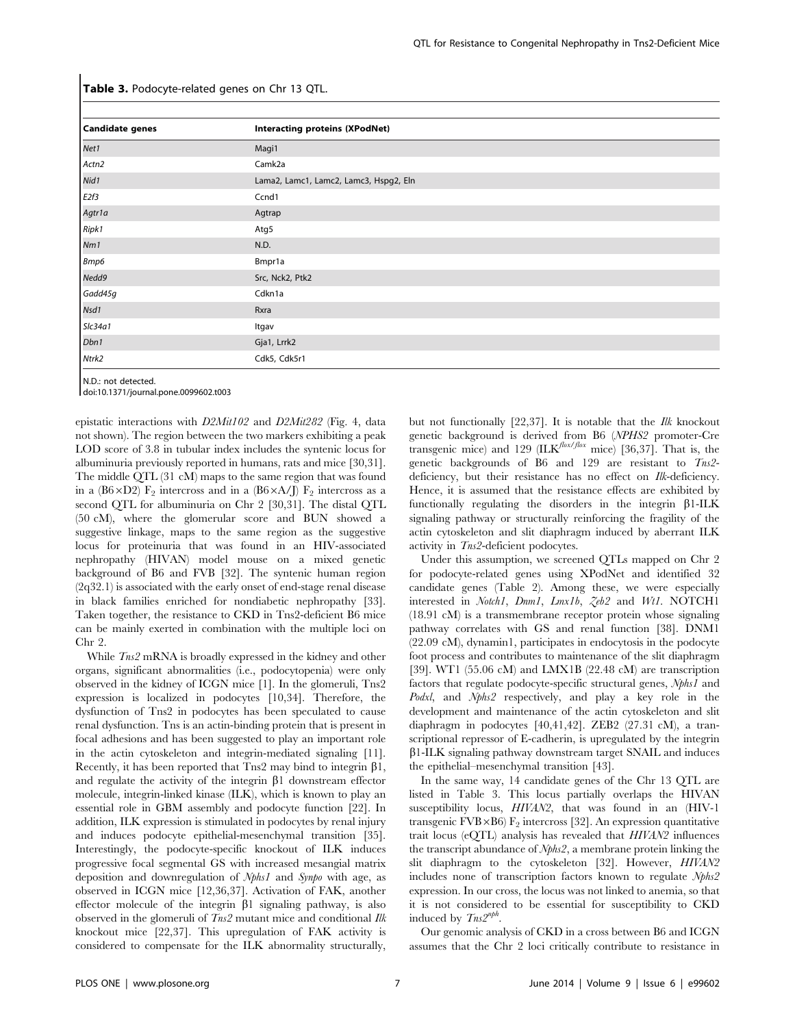**Table 3.** Podocyte-related genes on Chr 13 QTL.

| Candidate genes | Interacting proteins (XPodNet) |
|---|---|
| *Net1* | Magi1 |
| *Actn2* | Camk2a |
| *Nid1* | Lama2, Lamc1, Lamc2, Lamc3, Hspg2, Eln |
| *E2f3* | Ccnd1 |
| *Agtr1a* | Agtrap |
| *Ripk1* | Atg5 |
| *Nrn1* | N.D. |
| *Bmp6* | Bmpr1a |
| *Nedd9* | Src, Nck2, Ptk2 |
| *Gadd45g* | Cdkn1a |
| *Nsd1* | Rxra |
| *Slc34a1* | Itgav |
| *Dbn1* | Gja1, Lrrk2 |
| *Ntrk2* | Cdk5, Cdk5r1 |

N.D.: not detected.

doi:10.1371/journal.pone.0099602.t003

epistatic interactions with *D2Mit102* and *D2Mit282* (Fig. 4, data not shown). The region between the two markers exhibiting a peak LOD score of 3.8 in tubular index includes the syntenic locus for albuminuria previously reported in humans, rats and mice [30,31]. The middle QTL (31 cM) maps to the same region that was found in a (B6×D2) $F_2$ intercross and in a (B6×A/J) $F_2$ intercross as a second QTL for albuminuria on Chr 2 [30,31]. The distal QTL (50 cM), where the glomerular score and BUN showed a suggestive linkage, maps to the same region as the suggestive locus for proteinuria that was found in an HIV-associated nephropathy (HIVAN) model mouse on a mixed genetic background of B6 and FVB [32]. The syntenic human region (2q32.1) is associated with the early onset of end-stage renal disease in black families enriched for nondiabetic nephropathy [33]. Taken together, the resistance to CKD in Tns2-deficient B6 mice can be mainly exerted in combination with the multiple loci on Chr 2.

While *Tns2* mRNA is broadly expressed in the kidney and other organs, significant abnormalities (i.e., podocytopenia) were only observed in the kidney of ICGN mice [1]. In the glomeruli, Tns2 expression is localized in podocytes [10,34]. Therefore, the dysfunction of Tns2 in podocytes has been speculated to cause renal dysfunction. Tns is an actin-binding protein that is present in focal adhesions and has been suggested to play an important role in the actin cytoskeleton and integrin-mediated signaling [11]. Recently, it has been reported that Tns2 may bind to integrin β1, and regulate the activity of the integrin β1 downstream effector molecule, integrin-linked kinase (ILK), which is known to play an essential role in GBM assembly and podocyte function [22]. In addition, ILK expression is stimulated in podocytes by renal injury and induces podocyte epithelial-mesenchymal transition [35]. Interestingly, the podocyte-specific knockout of ILK induces progressive focal segmental GS with increased mesangial matrix deposition and downregulation of *Nphs1* and *Synpo* with age, as observed in ICGN mice [12,36,37]. Activation of FAK, another effector molecule of the integrin β1 signaling pathway, is also observed in the glomeruli of *Tns2* mutant mice and conditional *Ilk* knockout mice [22,37]. This upregulation of FAK activity is considered to compensate for the ILK abnormality structurally, but not functionally [22,37]. It is notable that the *Ilk* knockout genetic background is derived from B6 (*NPHS2* promoter-Cre transgenic mice) and 129 (ILK$^{flox/flox}$ mice) [36,37]. That is, the genetic backgrounds of B6 and 129 are resistant to *Tns2*-deficiency, but their resistance has no effect on *Ilk*-deficiency. Hence, it is assumed that the resistance effects are exhibited by functionally regulating the disorders in the integrin β1-ILK signaling pathway or structurally reinforcing the fragility of the actin cytoskeleton and slit diaphragm induced by aberrant ILK activity in *Tns2*-deficient podocytes.

Under this assumption, we screened QTLs mapped on Chr 2 for podocyte-related genes using XPodNet and identified 32 candidate genes (Table 2). Among these, we were especially interested in *Notch1*, *Dnm1*, *Lmx1b*, *Zeb2* and *Wt1*. NOTCH1 (18.91 cM) is a transmembrane receptor protein whose signaling pathway correlates with GS and renal function [38]. DNM1 (22.09 cM), dynamin1, participates in endocytosis in the podocyte foot process and contributes to maintenance of the slit diaphragm [39]. WT1 (55.06 cM) and LMX1B (22.48 cM) are transcription factors that regulate podocyte-specific structural genes, *Nphs1* and *Podxl*, and *Nphs2* respectively, and play a key role in the development and maintenance of the actin cytoskeleton and slit diaphragm in podocytes [40,41,42]. ZEB2 (27.31 cM), a transcriptional repressor of E-cadherin, is upregulated by the integrin β1-ILK signaling pathway downstream target SNAIL and induces the epithelial–mesenchymal transition [43].

In the same way, 14 candidate genes of the Chr 13 QTL are listed in Table 3. This locus partially overlaps the HIVAN susceptibility locus, *HIVAN2*, that was found in an (HIV-1 transgenic FVB×B6) $F_2$ intercross [32]. An expression quantitative trait locus (eQTL) analysis has revealed that *HIVAN2* influences the transcript abundance of *Nphs2*, a membrane protein linking the slit diaphragm to the cytoskeleton [32]. However, *HIVAN2* includes none of transcription factors known to regulate *Nphs2* expression. In our cross, the locus was not linked to anemia, so that it is not considered to be essential for susceptibility to CKD induced by *Tns2*$^{nph}$.

Our genomic analysis of CKD in a cross between B6 and ICGN assumes that the Chr 2 loci critically contribute to resistance in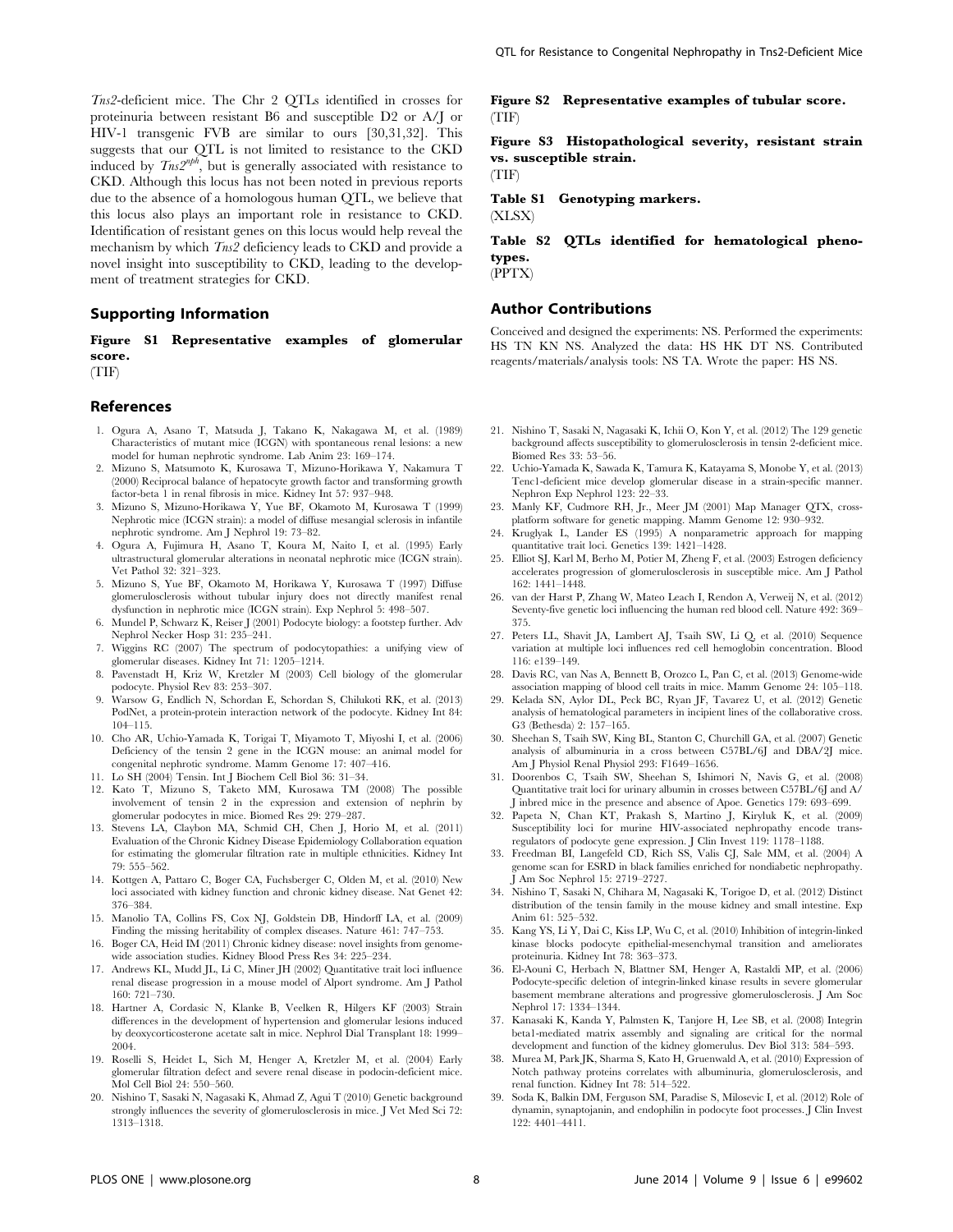*Tns2*-deficient mice. The Chr 2 QTLs identified in crosses for proteinuria between resistant B6 and susceptible D2 or A/J or HIV-1 transgenic FVB are similar to ours [30,31,32]. This suggests that our QTL is not limited to resistance to the CKD induced by $Tns2^{nph}$, but is generally associated with resistance to CKD. Although this locus has not been noted in previous reports due to the absence of a homologous human QTL, we believe that this locus also plays an important role in resistance to CKD. Identification of resistant genes on this locus would help reveal the mechanism by which *Tns2* deficiency leads to CKD and provide a novel insight into susceptibility to CKD, leading to the development of treatment strategies for CKD.

## Supporting Information

**Figure S1 Representative examples of glomerular score.**
(TIF)

**Figure S2 Representative examples of tubular score.**
(TIF)

**Figure S3 Histopathological severity, resistant strain vs. susceptible strain.**
(TIF)

**Table S1 Genotyping markers.**
(XLSX)

**Table S2 QTLs identified for hematological phenotypes.**
(PPTX)

## Author Contributions

Conceived and designed the experiments: NS. Performed the experiments: HS TN KN NS. Analyzed the data: HS HK DT NS. Contributed reagents/materials/analysis tools: NS TA. Wrote the paper: HS NS.

## References

1. Ogura A, Asano T, Matsuda J, Takano K, Nakagawa M, et al. (1989) Characteristics of mutant mice (ICGN) with spontaneous renal lesions: a new model for human nephrotic syndrome. Lab Anim 23: 169–174.
2. Mizuno S, Matsumoto K, Kurosawa T, Mizuno-Horikawa Y, Nakamura T (2000) Reciprocal balance of hepatocyte growth factor and transforming growth factor-beta 1 in renal fibrosis in mice. Kidney Int 57: 937–948.
3. Mizuno S, Mizuno-Horikawa Y, Yue BF, Okamoto M, Kurosawa T (1999) Nephrotic mice (ICGN strain): a model of diffuse mesangial sclerosis in infantile nephrotic syndrome. Am J Nephrol 19: 73–82.
4. Ogura A, Fujimura H, Asano T, Koura M, Naito I, et al. (1995) Early ultrastructural glomerular alterations in neonatal nephrotic mice (ICGN strain). Vet Pathol 32: 321–323.
5. Mizuno S, Yue BF, Okamoto M, Horikawa Y, Kurosawa T (1997) Diffuse glomerulosclerosis without tubular injury does not directly manifest renal dysfunction in nephrotic mice (ICGN strain). Exp Nephrol 5: 498–507.
6. Mundel P, Schwarz K, Reiser J (2001) Podocyte biology: a footstep further. Adv Nephrol Necker Hosp 31: 235–241.
7. Wiggins RC (2007) The spectrum of podocytopathies: a unifying view of glomerular diseases. Kidney Int 71: 1205–1214.
8. Pavenstadt H, Kriz W, Kretzler M (2003) Cell biology of the glomerular podocyte. Physiol Rev 83: 253–307.
9. Warsow G, Endlich N, Schordan E, Schordan S, Chilukoti RK, et al. (2013) PodNet, a protein-protein interaction network of the podocyte. Kidney Int 84: 104–115.
10. Cho AR, Uchio-Yamada K, Torigai T, Miyamoto T, Miyoshi I, et al. (2006) Deficiency of the tensin 2 gene in the ICGN mouse: an animal model for congenital nephrotic syndrome. Mamm Genome 17: 407–416.
11. Lo SH (2004) Tensin. Int J Biochem Cell Biol 36: 31–34.
12. Kato T, Mizuno S, Taketo MM, Kurosawa TM (2008) The possible involvement of tensin 2 in the expression and extension of nephrin by glomerular podocytes in mice. Biomed Res 29: 279–287.
13. Stevens LA, Claybon MA, Schmid CH, Chen J, Horio M, et al. (2011) Evaluation of the Chronic Kidney Disease Epidemiology Collaboration equation for estimating the glomerular filtration rate in multiple ethnicities. Kidney Int 79: 555–562.
14. Kottgen A, Pattaro C, Boger CA, Fuchsberger C, Olden M, et al. (2010) New loci associated with kidney function and chronic kidney disease. Nat Genet 42: 376–384.
15. Manolio TA, Collins FS, Cox NJ, Goldstein DB, Hindorff LA, et al. (2009) Finding the missing heritability of complex diseases. Nature 461: 747–753.
16. Boger CA, Heid IM (2011) Chronic kidney disease: novel insights from genome-wide association studies. Kidney Blood Press Res 34: 225–234.
17. Andrews KL, Mudd JL, Li C, Miner JH (2002) Quantitative trait loci influence renal disease progression in a mouse model of Alport syndrome. Am J Pathol 160: 721–730.
18. Hartner A, Cordasic N, Klanke B, Veelken R, Hilgers KF (2003) Strain differences in the development of hypertension and glomerular lesions induced by deoxycorticosterone acetate salt in mice. Nephrol Dial Transplant 18: 1999–2004.
19. Roselli S, Heidet L, Sich M, Henger A, Kretzler M, et al. (2004) Early glomerular filtration defect and severe renal disease in podocin-deficient mice. Mol Cell Biol 24: 550–560.
20. Nishino T, Sasaki N, Nagasaki K, Ahmad Z, Agui T (2010) Genetic background strongly influences the severity of glomerulosclerosis in mice. J Vet Med Sci 72: 1313–1318.
21. Nishino T, Sasaki N, Nagasaki K, Ichii O, Kon Y, et al. (2012) The 129 genetic background affects susceptibility to glomerulosclerosis in tensin 2-deficient mice. Biomed Res 33: 53–56.
22. Uchio-Yamada K, Sawada K, Tamura K, Katayama S, Monobe Y, et al. (2013) Tenc1-deficient mice develop glomerular disease in a strain-specific manner. Nephron Exp Nephrol 123: 22–33.
23. Manly KF, Cudmore RH, Jr., Meer JM (2001) Map Manager QTX, cross-platform software for genetic mapping. Mamm Genome 12: 930–932.
24. Kruglyak L, Lander ES (1995) A nonparametric approach for mapping quantitative trait loci. Genetics 139: 1421–1428.
25. Elliot SJ, Karl M, Berho M, Potier M, Zheng F, et al. (2003) Estrogen deficiency accelerates progression of glomerulosclerosis in susceptible mice. Am J Pathol 162: 1441–1448.
26. van der Harst P, Zhang W, Mateo Leach I, Rendon A, Verweij N, et al. (2012) Seventy-five genetic loci influencing the human red blood cell. Nature 492: 369–375.
27. Peters LL, Shavit JA, Lambert AJ, Tsaih SW, Li Q, et al. (2010) Sequence variation at multiple loci influences red cell hemoglobin concentration. Blood 116: e139–149.
28. Davis RC, van Nas A, Bennett B, Orozco L, Pan C, et al. (2013) Genome-wide association mapping of blood cell traits in mice. Mamm Genome 24: 105–118.
29. Kelada SN, Aylor DL, Peck BC, Ryan JF, Tavarez U, et al. (2012) Genetic analysis of hematological parameters in incipient lines of the collaborative cross. G3 (Bethesda) 2: 157–165.
30. Sheehan S, Tsaih SW, King BL, Stanton C, Churchill GA, et al. (2007) Genetic analysis of albuminuria in a cross between C57BL/6J and DBA/2J mice. Am J Physiol Renal Physiol 293: F1649–1656.
31. Doorenbos C, Tsaih SW, Sheehan S, Ishimori N, Navis G, et al. (2008) Quantitative trait loci for urinary albumin in crosses between C57BL/6J and A/J inbred mice in the presence and absence of Apoe. Genetics 179: 693–699.
32. Papeta N, Chan KT, Prakash S, Martino J, Kiryluk K, et al. (2009) Susceptibility loci for murine HIV-associated nephropathy encode trans-regulators of podocyte gene expression. J Clin Invest 119: 1178–1188.
33. Freedman BI, Langefeld CD, Rich SS, Valis CJ, Sale MM, et al. (2004) A genome scan for ESRD in black families enriched for nondiabetic nephropathy. J Am Soc Nephrol 15: 2719–2727.
34. Nishino T, Sasaki N, Chihara M, Nagasaki K, Torigoe D, et al. (2012) Distinct distribution of the tensin family in the mouse kidney and small intestine. Exp Anim 61: 525–532.
35. Kang YS, Li Y, Dai C, Kiss LP, Wu C, et al. (2010) Inhibition of integrin-linked kinase blocks podocyte epithelial-mesenchymal transition and ameliorates proteinuria. Kidney Int 78: 363–373.
36. El-Aouni C, Herbach N, Blattner SM, Henger A, Rastaldi MP, et al. (2006) Podocyte-specific deletion of integrin-linked kinase results in severe glomerular basement membrane alterations and progressive glomerulosclerosis. J Am Soc Nephrol 17: 1334–1344.
37. Kanasaki K, Kanda Y, Palmsten K, Tanjore H, Lee SB, et al. (2008) Integrin beta1-mediated matrix assembly and signaling are critical for the normal development and function of the kidney glomerulus. Dev Biol 313: 584–593.
38. Murea M, Park JK, Sharma S, Kato H, Gruenwald A, et al. (2010) Expression of Notch pathway proteins correlates with albuminuria, glomerulosclerosis, and renal function. Kidney Int 78: 514–522.
39. Soda K, Balkin DM, Ferguson SM, Paradise S, Milosevic I, et al. (2012) Role of dynamin, synaptojanin, and endophilin in podocyte foot processes. J Clin Invest 122: 4401–4411.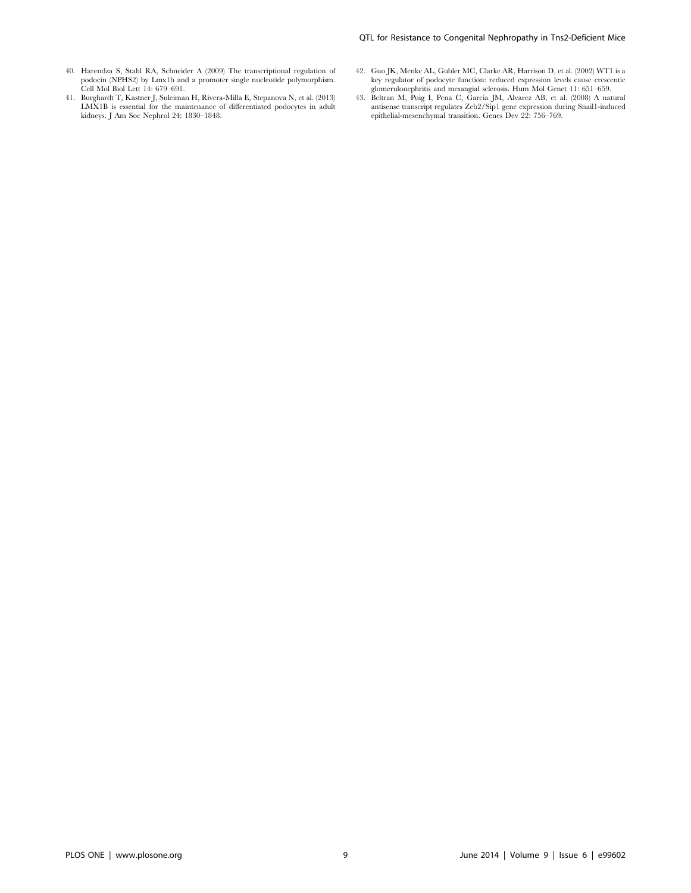40. Harendza S, Stahl RA, Schneider A (2009) The transcriptional regulation of podocin (NPHS2) by Lmx1b and a promoter single nucleotide polymorphism. Cell Mol Biol Lett 14: 679–691.
41. Burghardt T, Kastner J, Suleiman H, Rivera-Milla E, Stepanova N, et al. (2013) LMX1B is essential for the maintenance of differentiated podocytes in adult kidneys. J Am Soc Nephrol 24: 1830–1848.
42. Guo JK, Menke AL, Gubler MC, Clarke AR, Harrison D, et al. (2002) WT1 is a key regulator of podocyte function: reduced expression levels cause crescentic glomerulonephritis and mesangial sclerosis. Hum Mol Genet 11: 651–659.
43. Beltran M, Puig I, Pena C, Garcia JM, Alvarez AB, et al. (2008) A natural antisense transcript regulates Zeb2/Sip1 gene expression during Snail1-induced epithelial-mesenchymal transition. Genes Dev 22: 756–769.